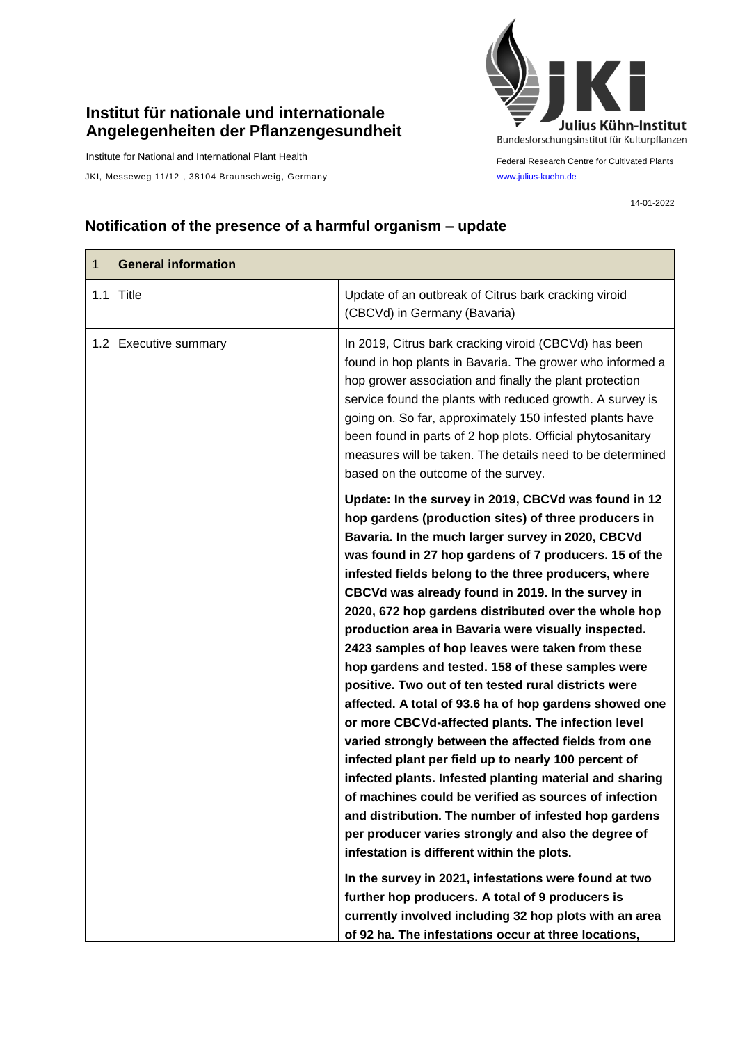**Institut für nationale und internationale Angelegenheiten der Pflanzengesundheit**

Institute for National and International Plant Health

JKI, Messeweg 11/12 , 38104 Braunschweig, Germany

Julius Kühn-Institut
Bundesforschungsinstitut für Kulturpflanzen

Federal Research Centre for Cultivated Plants
www.julius-kuehn.de

14-01-2022

## Notification of the presence of a harmful organism – update

| 1 **General information** | |
|---|---|
| 1.1 Title | Update of an outbreak of Citrus bark cracking viroid (CBCVd) in Germany (Bavaria) |
| 1.2 Executive summary | In 2019, Citrus bark cracking viroid (CBCVd) has been found in hop plants in Bavaria. The grower who informed a hop grower association and finally the plant protection service found the plants with reduced growth. A survey is going on. So far, approximately 150 infested plants have been found in parts of 2 hop plots. Official phytosanitary measures will be taken. The details need to be determined based on the outcome of the survey.<br><br>**Update: In the survey in 2019, CBCVd was found in 12 hop gardens (production sites) of three producers in Bavaria. In the much larger survey in 2020, CBCVd was found in 27 hop gardens of 7 producers. 15 of the infested fields belong to the three producers, where CBCVd was already found in 2019. In the survey in 2020, 672 hop gardens distributed over the whole hop production area in Bavaria were visually inspected. 2423 samples of hop leaves were taken from these hop gardens and tested. 158 of these samples were positive. Two out of ten tested rural districts were affected. A total of 93.6 ha of hop gardens showed one or more CBCVd-affected plants. The infection level varied strongly between the affected fields from one infected plant per field up to nearly 100 percent of infected plants. Infested planting material and sharing of machines could be verified as sources of infection and distribution. The number of infested hop gardens per producer varies strongly and also the degree of infestation is different within the plots.**<br><br>**In the survey in 2021, infestations were found at two further hop producers. A total of 9 producers is currently involved including 32 hop plots with an area of 92 ha. The infestations occur at three locations,** |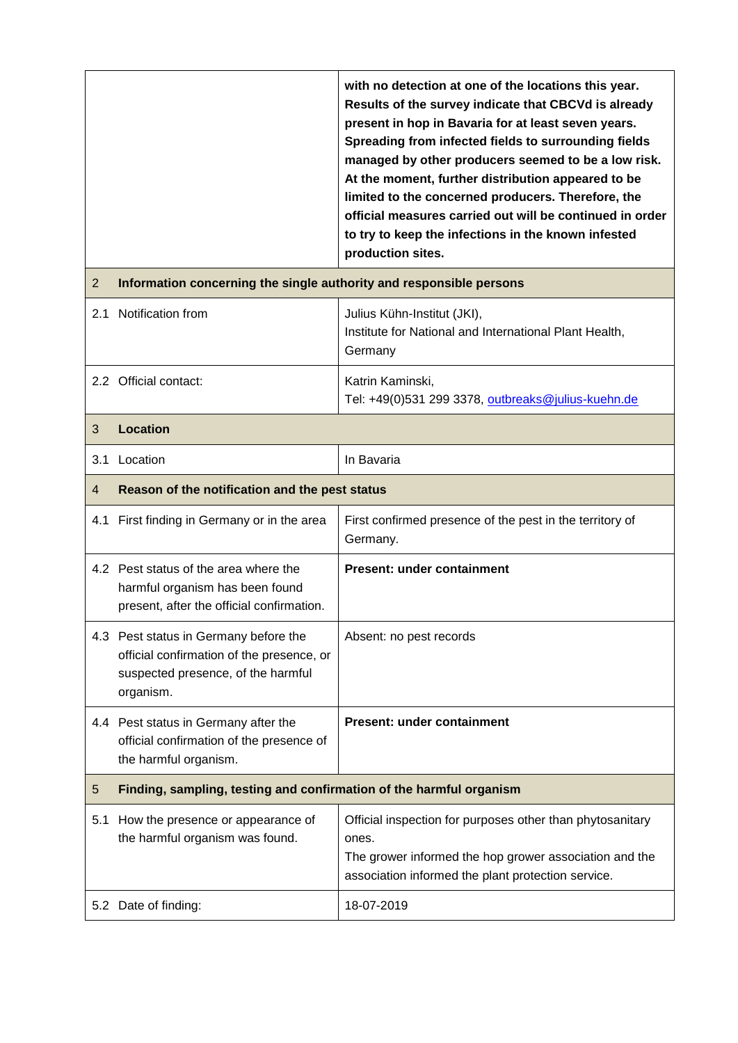| | |
|---|---|
| | **with no detection at one of the locations this year. Results of the survey indicate that CBCVd is already present in hop in Bavaria for at least seven years. Spreading from infected fields to surrounding fields managed by other producers seemed to be a low risk. At the moment, further distribution appeared to be limited to the concerned producers. Therefore, the official measures carried out will be continued in order to try to keep the infections in the known infested production sites.** |
| 2 Information concerning the single authority and responsible persons | |
| 2.1 Notification from | Julius Kühn-Institut (JKI), Institute for National and International Plant Health, Germany |
| 2.2 Official contact: | Katrin Kaminski, Tel: +49(0)531 299 3378, outbreaks@julius-kuehn.de |
| 3 Location | |
| 3.1 Location | In Bavaria |
| 4 Reason of the notification and the pest status | |
| 4.1 First finding in Germany or in the area | First confirmed presence of the pest in the territory of Germany. |
| 4.2 Pest status of the area where the harmful organism has been found present, after the official confirmation. | **Present: under containment** |
| 4.3 Pest status in Germany before the official confirmation of the presence, or suspected presence, of the harmful organism. | Absent: no pest records |
| 4.4 Pest status in Germany after the official confirmation of the presence of the harmful organism. | **Present: under containment** |
| 5 Finding, sampling, testing and confirmation of the harmful organism | |
| 5.1 How the presence or appearance of the harmful organism was found. | Official inspection for purposes other than phytosanitary ones. The grower informed the hop grower association and the association informed the plant protection service. |
| 5.2 Date of finding: | 18-07-2019 |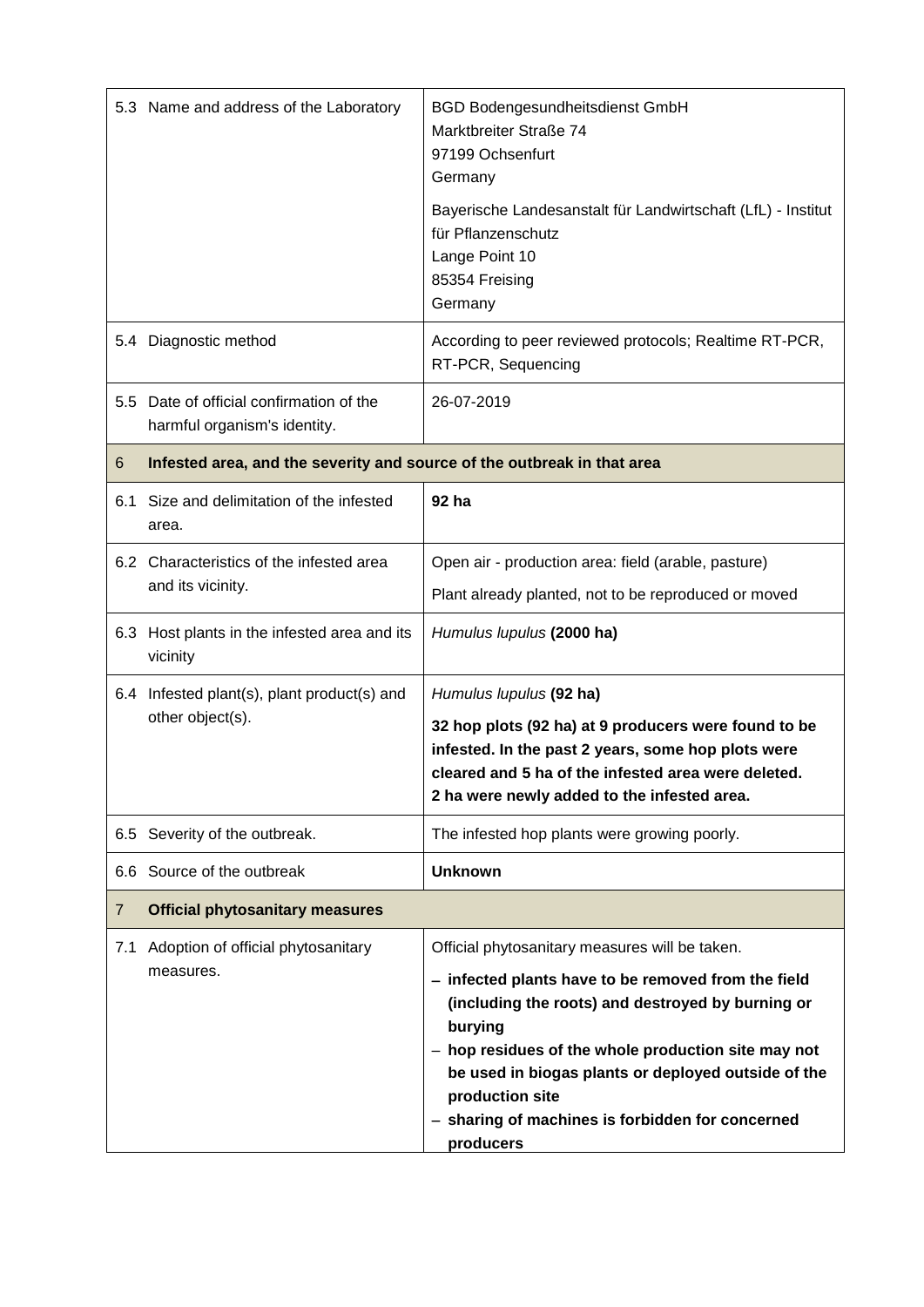| | | |
|---|---|---|
| 5.3 | Name and address of the Laboratory | BGD Bodengesundheitsdienst GmbH<br>Marktbreiter Straße 74<br>97199 Ochsenfurt<br>Germany<br><br>Bayerische Landesanstalt für Landwirtschaft (LfL) - Institut für Pflanzenschutz<br>Lange Point 10<br>85354 Freising<br>Germany |
| 5.4 | Diagnostic method | According to peer reviewed protocols; Realtime RT-PCR, RT-PCR, Sequencing |
| 5.5 | Date of official confirmation of the harmful organism's identity. | 26-07-2019 |
| **6** | **Infested area, and the severity and source of the outbreak in that area** | |
| 6.1 | Size and delimitation of the infested area. | **92 ha** |
| 6.2 | Characteristics of the infested area and its vicinity. | Open air - production area: field (arable, pasture)<br>Plant already planted, not to be reproduced or moved |
| 6.3 | Host plants in the infested area and its vicinity | *Humulus lupulus* **(2000 ha)** |
| 6.4 | Infested plant(s), plant product(s) and other object(s). | *Humulus lupulus* **(92 ha)**<br>**32 hop plots (92 ha) at 9 producers were found to be infested. In the past 2 years, some hop plots were cleared and 5 ha of the infested area were deleted. 2 ha were newly added to the infested area.** |
| 6.5 | Severity of the outbreak. | The infested hop plants were growing poorly. |
| 6.6 | Source of the outbreak | **Unknown** |
| **7** | **Official phytosanitary measures** | |
| 7.1 | Adoption of official phytosanitary measures. | Official phytosanitary measures will be taken.<br>– **infected plants have to be removed from the field (including the roots) and destroyed by burning or burying**<br>– **hop residues of the whole production site may not be used in biogas plants or deployed outside of the production site**<br>– **sharing of machines is forbidden for concerned producers** |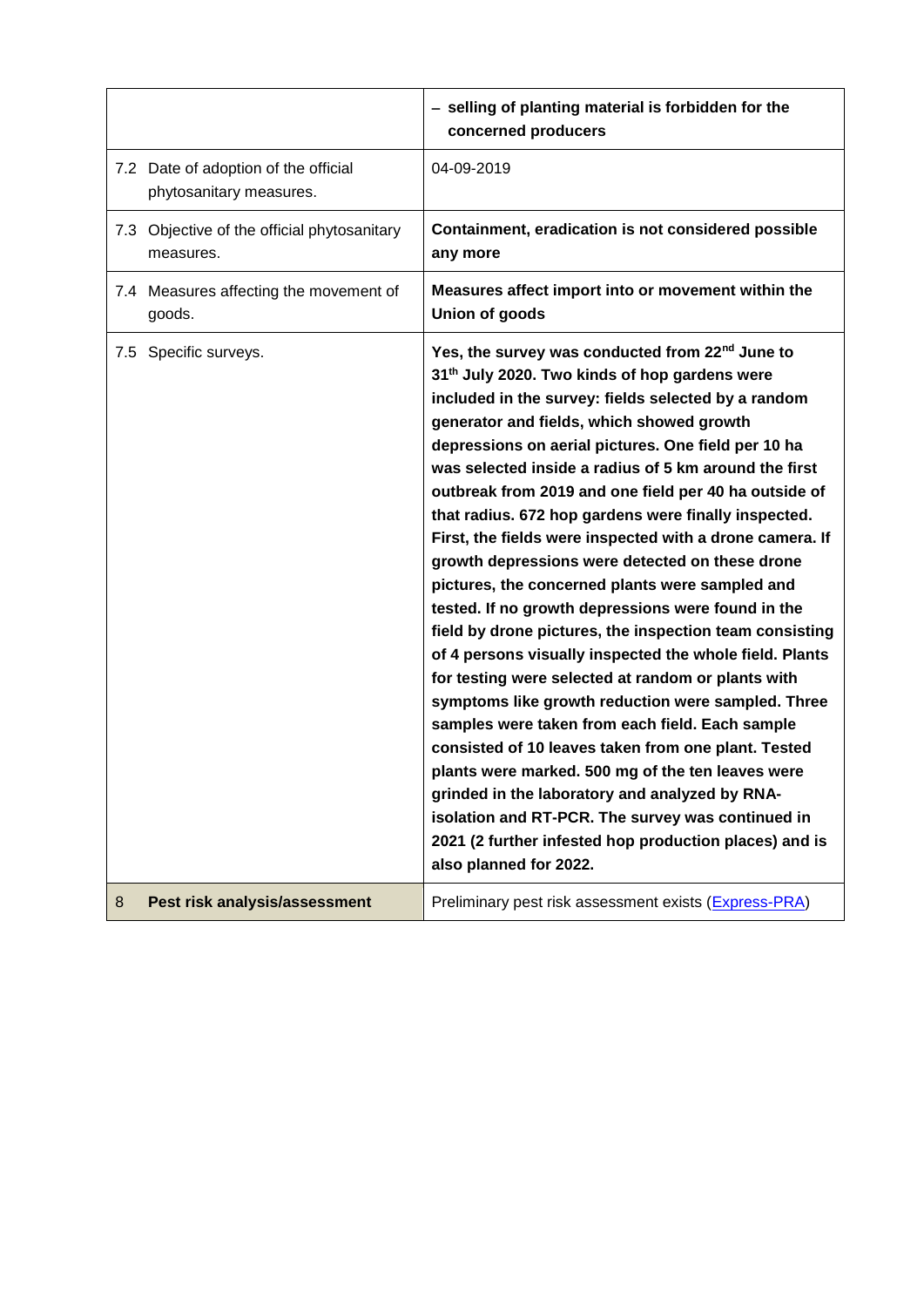| | |
|---|---|
| | – **selling of planting material is forbidden for the concerned producers** |
| 7.2 Date of adoption of the official phytosanitary measures. | 04-09-2019 |
| 7.3 Objective of the official phytosanitary measures. | **Containment, eradication is not considered possible any more** |
| 7.4 Measures affecting the movement of goods. | **Measures affect import into or movement within the Union of goods** |
| 7.5 Specific surveys. | **Yes, the survey was conducted from 22nd June to 31th July 2020. Two kinds of hop gardens were included in the survey: fields selected by a random generator and fields, which showed growth depressions on aerial pictures. One field per 10 ha was selected inside a radius of 5 km around the first outbreak from 2019 and one field per 40 ha outside of that radius. 672 hop gardens were finally inspected. First, the fields were inspected with a drone camera. If growth depressions were detected on these drone pictures, the concerned plants were sampled and tested. If no growth depressions were found in the field by drone pictures, the inspection team consisting of 4 persons visually inspected the whole field. Plants for testing were selected at random or plants with symptoms like growth reduction were sampled. Three samples were taken from each field. Each sample consisted of 10 leaves taken from one plant. Tested plants were marked. 500 mg of the ten leaves were grinded in the laboratory and analyzed by RNA-isolation and RT-PCR. The survey was continued in 2021 (2 further infested hop production places) and is also planned for 2022.** |
| 8 **Pest risk analysis/assessment** | Preliminary pest risk assessment exists (Express-PRA) |